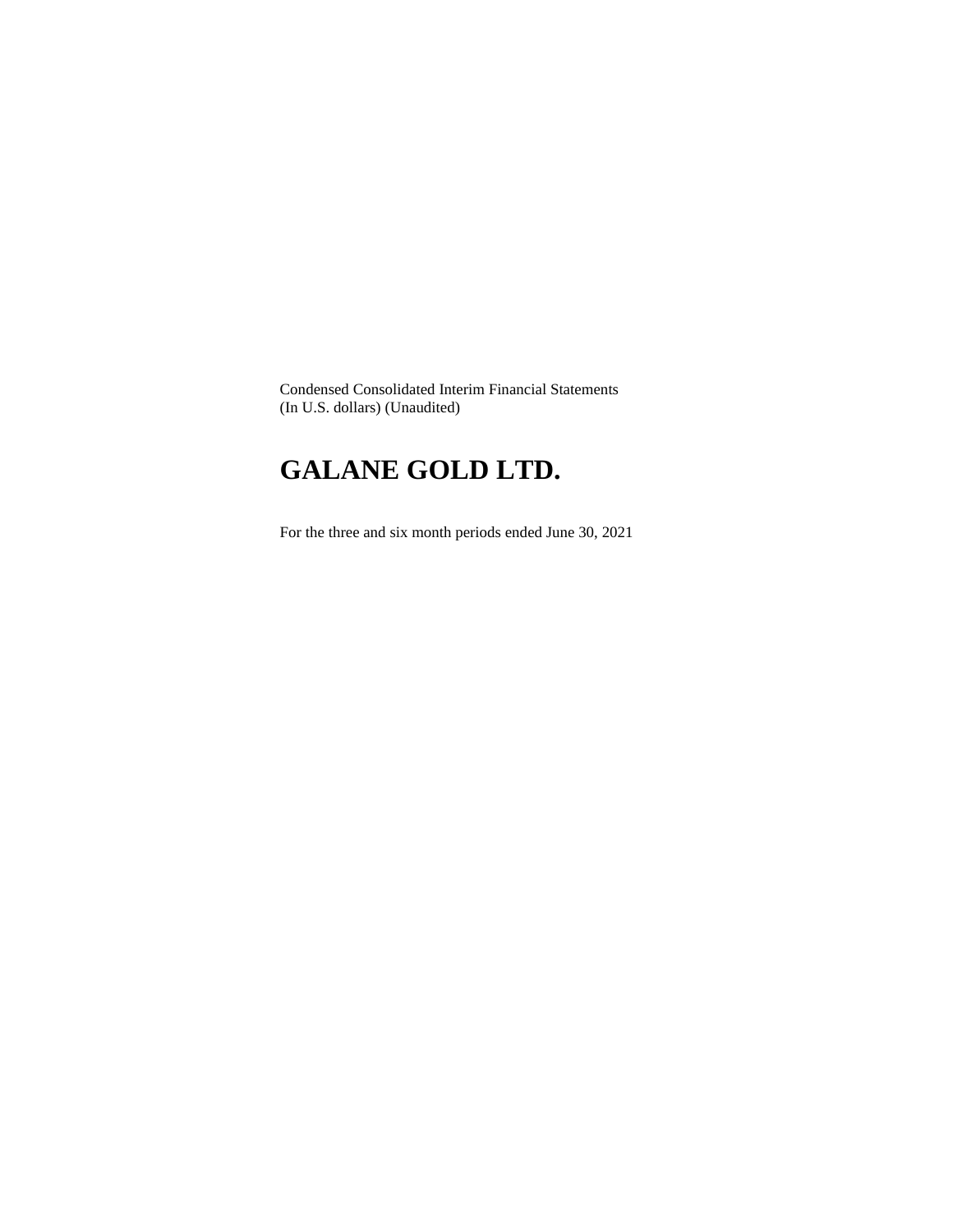Condensed Consolidated Interim Financial Statements
(In U.S. dollars) (Unaudited)

# GALANE GOLD LTD.

For the three and six month periods ended June 30, 2021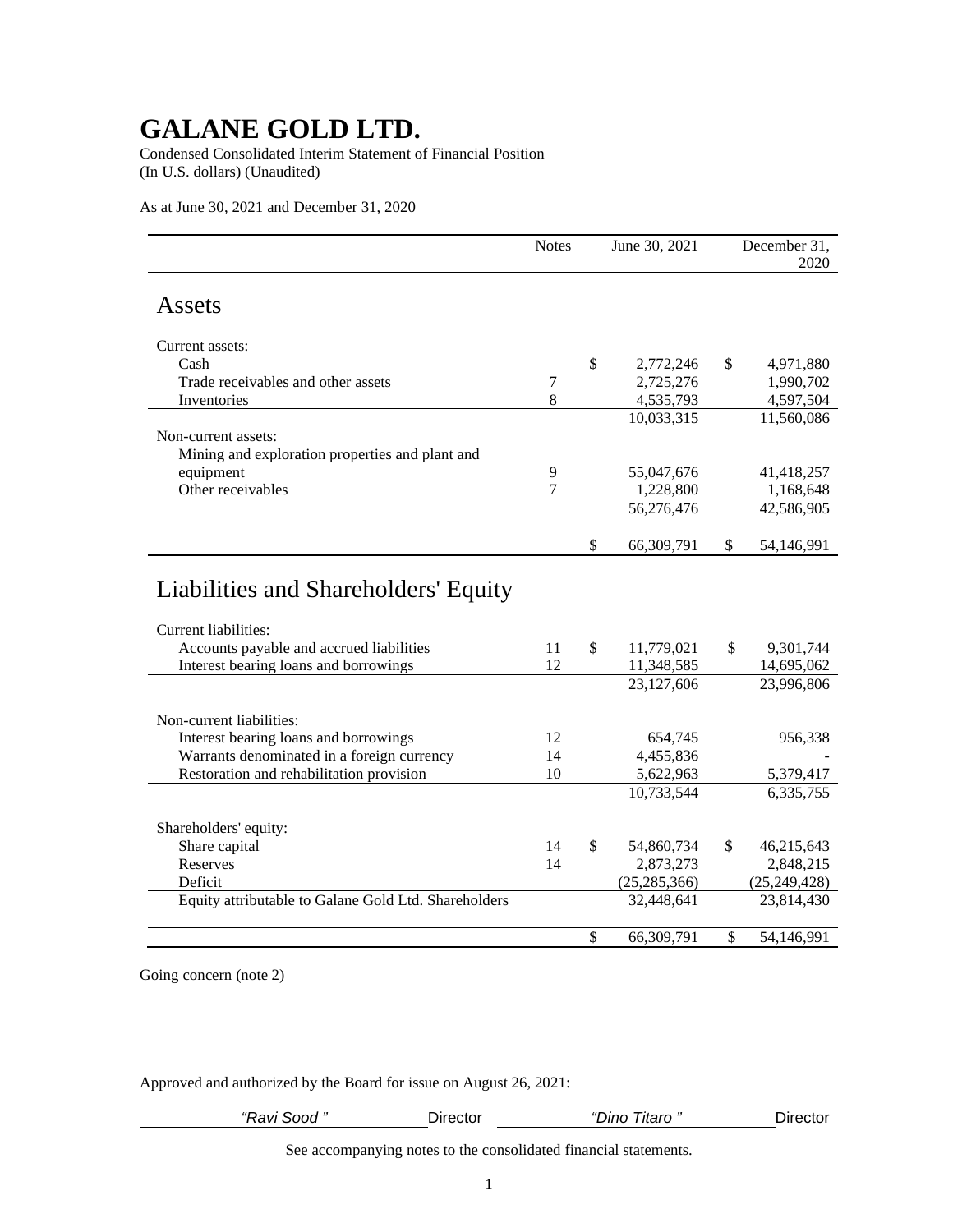# GALANE GOLD LTD.

Condensed Consolidated Interim Statement of Financial Position
(In U.S. dollars) (Unaudited)

As at June 30, 2021 and December 31, 2020

| | Notes | June 30, 2021 | December 31, 2020 |
|---|---|---|---|
| **Assets** | | | |
| Current assets: | | | |
| Cash | | $ 2,772,246 | $ 4,971,880 |
| Trade receivables and other assets | 7 | 2,725,276 | 1,990,702 |
| Inventories | 8 | 4,535,793 | 4,597,504 |
| | | 10,033,315 | 11,560,086 |
| Non-current assets: | | | |
| Mining and exploration properties and plant and equipment | 9 | 55,047,676 | 41,418,257 |
| Other receivables | 7 | 1,228,800 | 1,168,648 |
| | | 56,276,476 | 42,586,905 |
| | | $ 66,309,791 | $ 54,146,991 |
| **Liabilities and Shareholders' Equity** | | | |
| Current liabilities: | | | |
| Accounts payable and accrued liabilities | 11 | $ 11,779,021 | $ 9,301,744 |
| Interest bearing loans and borrowings | 12 | 11,348,585 | 14,695,062 |
| | | 23,127,606 | 23,996,806 |
| Non-current liabilities: | | | |
| Interest bearing loans and borrowings | 12 | 654,745 | 956,338 |
| Warrants denominated in a foreign currency | 14 | 4,455,836 | - |
| Restoration and rehabilitation provision | 10 | 5,622,963 | 5,379,417 |
| | | 10,733,544 | 6,335,755 |
| Shareholders' equity: | | | |
| Share capital | 14 | $ 54,860,734 | $ 46,215,643 |
| Reserves | 14 | 2,873,273 | 2,848,215 |
| Deficit | | (25,285,366) | (25,249,428) |
| Equity attributable to Galane Gold Ltd. Shareholders | | 32,448,641 | 23,814,430 |
| | | $ 66,309,791 | $ 54,146,991 |

Going concern (note 2)

Approved and authorized by the Board for issue on August 26, 2021:

*"Ravi Sood"* Director *"Dino Titaro"* Director

See accompanying notes to the consolidated financial statements.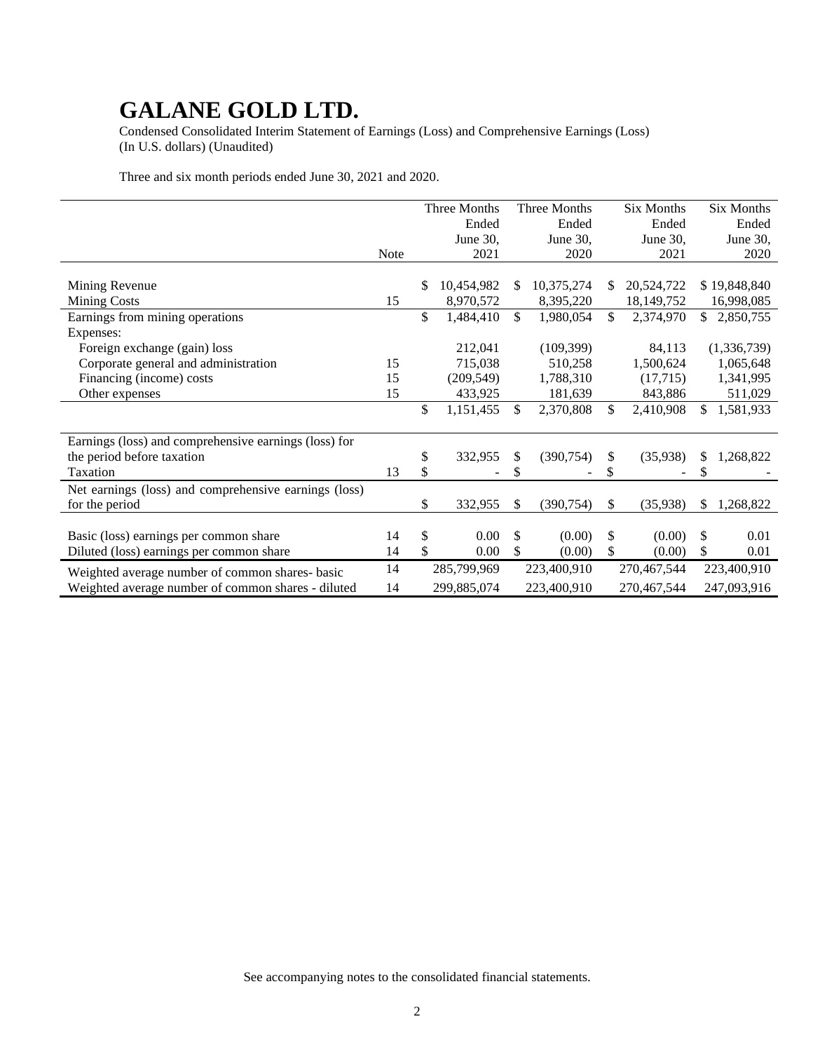# GALANE GOLD LTD.

Condensed Consolidated Interim Statement of Earnings (Loss) and Comprehensive Earnings (Loss)
(In U.S. dollars) (Unaudited)

Three and six month periods ended June 30, 2021 and 2020.

| | Note | Three Months Ended June 30, 2021 | Three Months Ended June 30, 2020 | Six Months Ended June 30, 2021 | Six Months Ended June 30, 2020 |
|---|---|---|---|---|---|
| Mining Revenue | | $ 10,454,982 | $ 10,375,274 | $ 20,524,722 | $ 19,848,840 |
| Mining Costs | 15 | 8,970,572 | 8,395,220 | 18,149,752 | 16,998,085 |
| Earnings from mining operations | | $ 1,484,410 | $ 1,980,054 | $ 2,374,970 | $ 2,850,755 |
| Expenses: | | | | | |
| Foreign exchange (gain) loss | | 212,041 | (109,399) | 84,113 | (1,336,739) |
| Corporate general and administration | 15 | 715,038 | 510,258 | 1,500,624 | 1,065,648 |
| Financing (income) costs | 15 | (209,549) | 1,788,310 | (17,715) | 1,341,995 |
| Other expenses | 15 | 433,925 | 181,639 | 843,886 | 511,029 |
| | | $ 1,151,455 | $ 2,370,808 | $ 2,410,908 | $ 1,581,933 |
| Earnings (loss) and comprehensive earnings (loss) for the period before taxation | | $ 332,955 | $ (390,754) | $ (35,938) | $ 1,268,822 |
| Taxation | 13 | $ - | $ - | $ - | $ - |
| Net earnings (loss) and comprehensive earnings (loss) for the period | | $ 332,955 | $ (390,754) | $ (35,938) | $ 1,268,822 |
| Basic (loss) earnings per common share | 14 | $ 0.00 | $ (0.00) | $ (0.00) | $ 0.01 |
| Diluted (loss) earnings per common share | 14 | $ 0.00 | $ (0.00) | $ (0.00) | $ 0.01 |
| Weighted average number of common shares- basic | 14 | 285,799,969 | 223,400,910 | 270,467,544 | 223,400,910 |
| Weighted average number of common shares - diluted | 14 | 299,885,074 | 223,400,910 | 270,467,544 | 247,093,916 |

See accompanying notes to the consolidated financial statements.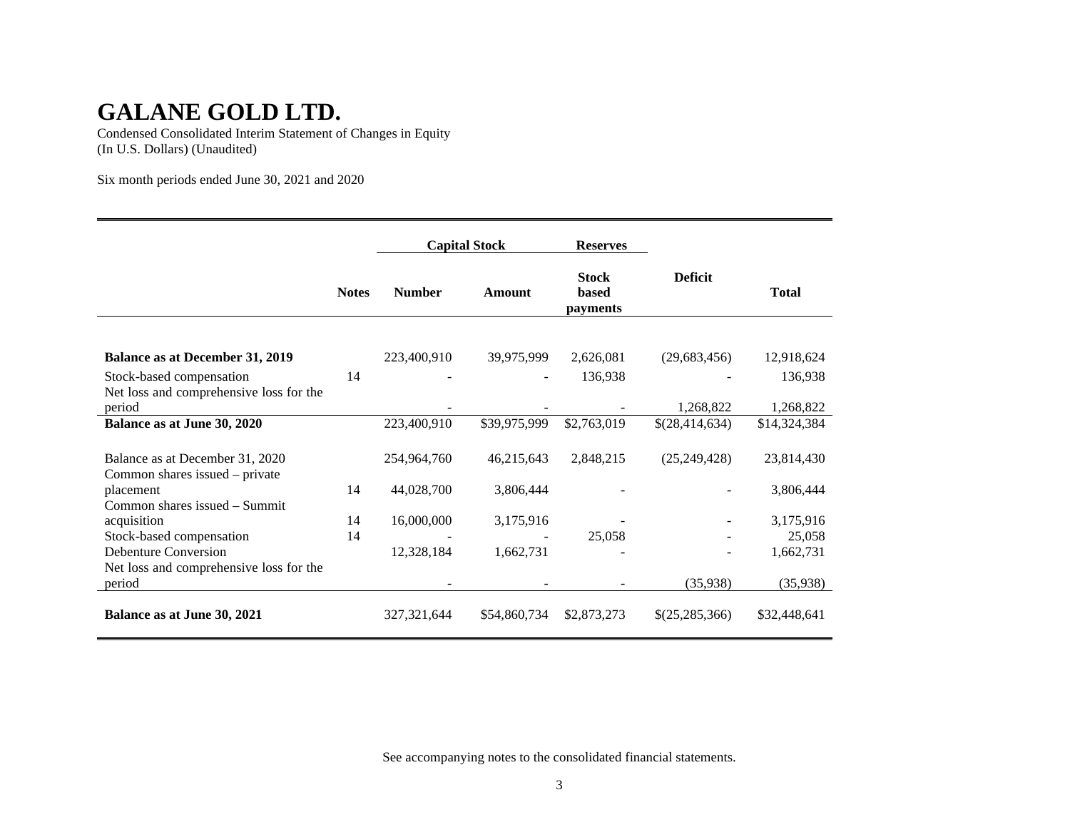# GALANE GOLD LTD.

Condensed Consolidated Interim Statement of Changes in Equity
(In U.S. Dollars) (Unaudited)

Six month periods ended June 30, 2021 and 2020

| | | Capital Stock | | Reserves | | |
|---|---|---|---|---|---|---|
| | Notes | Number | Amount | Stock based payments | Deficit | Total |
| **Balance as at December 31, 2019** | | 223,400,910 | 39,975,999 | 2,626,081 | (29,683,456) | 12,918,624 |
| Stock-based compensation | 14 | - | - | 136,938 | - | 136,938 |
| Net loss and comprehensive loss for the period | | - | - | - | 1,268,822 | 1,268,822 |
| **Balance as at June 30, 2020** | | 223,400,910 | $39,975,999 | $2,763,019 | $(28,414,634) | $14,324,384 |
| Balance as at December 31, 2020 | | 254,964,760 | 46,215,643 | 2,848,215 | (25,249,428) | 23,814,430 |
| Common shares issued – private placement | 14 | 44,028,700 | 3,806,444 | - | - | 3,806,444 |
| Common shares issued – Summit acquisition | 14 | 16,000,000 | 3,175,916 | - | - | 3,175,916 |
| Stock-based compensation | 14 | - | - | 25,058 | - | 25,058 |
| Debenture Conversion | | 12,328,184 | 1,662,731 | - | - | 1,662,731 |
| Net loss and comprehensive loss for the period | | - | - | - | (35,938) | (35,938) |
| **Balance as at June 30, 2021** | | 327,321,644 | $54,860,734 | $2,873,273 | $(25,285,366) | $32,448,641 |

See accompanying notes to the consolidated financial statements.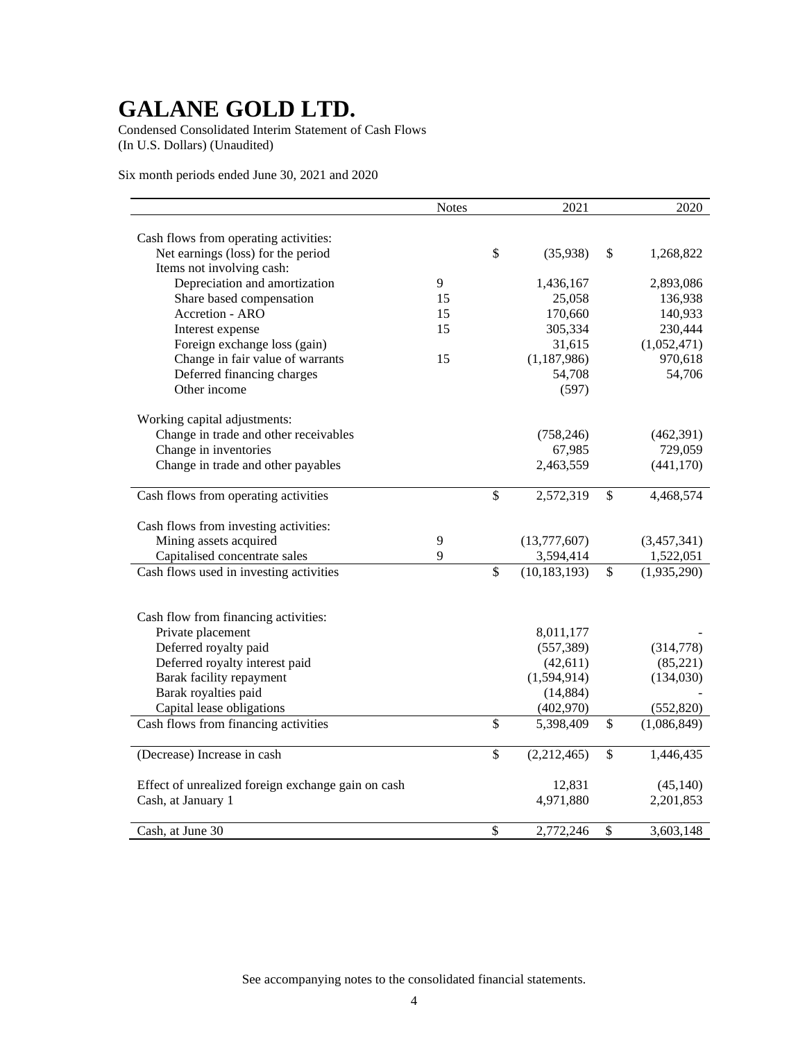# GALANE GOLD LTD.

Condensed Consolidated Interim Statement of Cash Flows
(In U.S. Dollars) (Unaudited)

Six month periods ended June 30, 2021 and 2020

| | Notes | 2021 | 2020 |
|---|---|---|---|
| Cash flows from operating activities: | | | |
| Net earnings (loss) for the period | | $ (35,938) | $ 1,268,822 |
| Items not involving cash: | | | |
| Depreciation and amortization | 9 | 1,436,167 | 2,893,086 |
| Share based compensation | 15 | 25,058 | 136,938 |
| Accretion - ARO | 15 | 170,660 | 140,933 |
| Interest expense | 15 | 305,334 | 230,444 |
| Foreign exchange loss (gain) | | 31,615 | (1,052,471) |
| Change in fair value of warrants | 15 | (1,187,986) | 970,618 |
| Deferred financing charges | | 54,708 | 54,706 |
| Other income | | (597) | |
| Working capital adjustments: | | | |
| Change in trade and other receivables | | (758,246) | (462,391) |
| Change in inventories | | 67,985 | 729,059 |
| Change in trade and other payables | | 2,463,559 | (441,170) |
| Cash flows from operating activities | | $ 2,572,319 | $ 4,468,574 |
| Cash flows from investing activities: | | | |
| Mining assets acquired | 9 | (13,777,607) | (3,457,341) |
| Capitalised concentrate sales | 9 | 3,594,414 | 1,522,051 |
| Cash flows used in investing activities | | $ (10,183,193) | $ (1,935,290) |
| Cash flow from financing activities: | | | |
| Private placement | | 8,011,177 | - |
| Deferred royalty paid | | (557,389) | (314,778) |
| Deferred royalty interest paid | | (42,611) | (85,221) |
| Barak facility repayment | | (1,594,914) | (134,030) |
| Barak royalties paid | | (14,884) | - |
| Capital lease obligations | | (402,970) | (552,820) |
| Cash flows from financing activities | | $ 5,398,409 | $ (1,086,849) |
| (Decrease) Increase in cash | | $ (2,212,465) | $ 1,446,435 |
| Effect of unrealized foreign exchange gain on cash | | 12,831 | (45,140) |
| Cash, at January 1 | | 4,971,880 | 2,201,853 |
| Cash, at June 30 | | $ 2,772,246 | $ 3,603,148 |

See accompanying notes to the consolidated financial statements.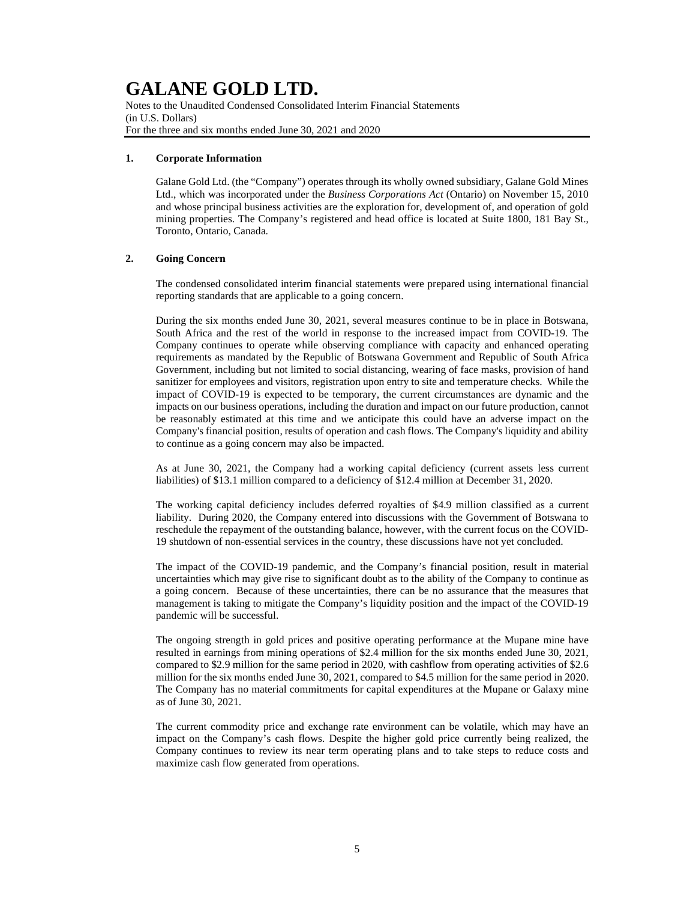# GALANE GOLD LTD.

Notes to the Unaudited Condensed Consolidated Interim Financial Statements
(in U.S. Dollars)
For the three and six months ended June 30, 2021 and 2020

## 1. Corporate Information

Galane Gold Ltd. (the "Company") operates through its wholly owned subsidiary, Galane Gold Mines Ltd., which was incorporated under the *Business Corporations Act* (Ontario) on November 15, 2010 and whose principal business activities are the exploration for, development of, and operation of gold mining properties. The Company's registered and head office is located at Suite 1800, 181 Bay St., Toronto, Ontario, Canada.

## 2. Going Concern

The condensed consolidated interim financial statements were prepared using international financial reporting standards that are applicable to a going concern.

During the six months ended June 30, 2021, several measures continue to be in place in Botswana, South Africa and the rest of the world in response to the increased impact from COVID-19. The Company continues to operate while observing compliance with capacity and enhanced operating requirements as mandated by the Republic of Botswana Government and Republic of South Africa Government, including but not limited to social distancing, wearing of face masks, provision of hand sanitizer for employees and visitors, registration upon entry to site and temperature checks. While the impact of COVID-19 is expected to be temporary, the current circumstances are dynamic and the impacts on our business operations, including the duration and impact on our future production, cannot be reasonably estimated at this time and we anticipate this could have an adverse impact on the Company's financial position, results of operation and cash flows. The Company's liquidity and ability to continue as a going concern may also be impacted.

As at June 30, 2021, the Company had a working capital deficiency (current assets less current liabilities) of $13.1 million compared to a deficiency of $12.4 million at December 31, 2020.

The working capital deficiency includes deferred royalties of $4.9 million classified as a current liability. During 2020, the Company entered into discussions with the Government of Botswana to reschedule the repayment of the outstanding balance, however, with the current focus on the COVID-19 shutdown of non-essential services in the country, these discussions have not yet concluded.

The impact of the COVID-19 pandemic, and the Company's financial position, result in material uncertainties which may give rise to significant doubt as to the ability of the Company to continue as a going concern. Because of these uncertainties, there can be no assurance that the measures that management is taking to mitigate the Company's liquidity position and the impact of the COVID-19 pandemic will be successful.

The ongoing strength in gold prices and positive operating performance at the Mupane mine have resulted in earnings from mining operations of $2.4 million for the six months ended June 30, 2021, compared to $2.9 million for the same period in 2020, with cashflow from operating activities of $2.6 million for the six months ended June 30, 2021, compared to $4.5 million for the same period in 2020. The Company has no material commitments for capital expenditures at the Mupane or Galaxy mine as of June 30, 2021.

The current commodity price and exchange rate environment can be volatile, which may have an impact on the Company's cash flows. Despite the higher gold price currently being realized, the Company continues to review its near term operating plans and to take steps to reduce costs and maximize cash flow generated from operations.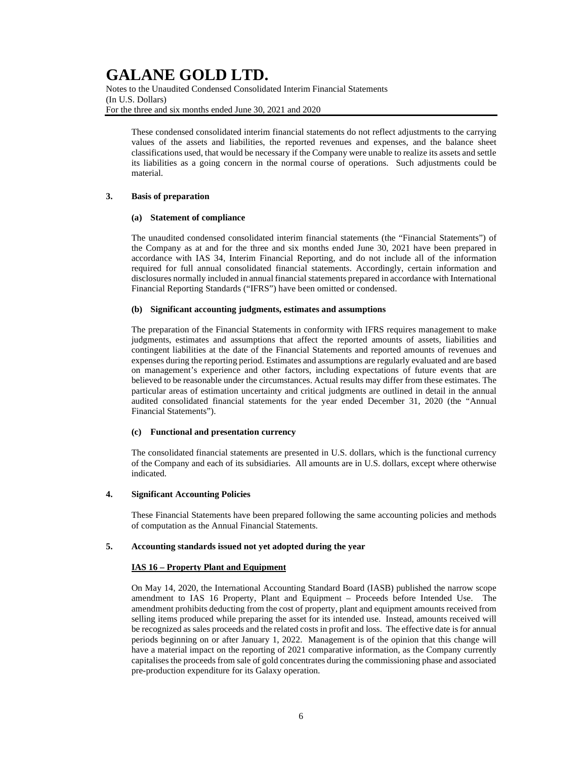These condensed consolidated interim financial statements do not reflect adjustments to the carrying values of the assets and liabilities, the reported revenues and expenses, and the balance sheet classifications used, that would be necessary if the Company were unable to realize its assets and settle its liabilities as a going concern in the normal course of operations. Such adjustments could be material.

## 3. Basis of preparation

### (a) Statement of compliance

The unaudited condensed consolidated interim financial statements (the "Financial Statements") of the Company as at and for the three and six months ended June 30, 2021 have been prepared in accordance with IAS 34, Interim Financial Reporting, and do not include all of the information required for full annual consolidated financial statements. Accordingly, certain information and disclosures normally included in annual financial statements prepared in accordance with International Financial Reporting Standards ("IFRS") have been omitted or condensed.

### (b) Significant accounting judgments, estimates and assumptions

The preparation of the Financial Statements in conformity with IFRS requires management to make judgments, estimates and assumptions that affect the reported amounts of assets, liabilities and contingent liabilities at the date of the Financial Statements and reported amounts of revenues and expenses during the reporting period. Estimates and assumptions are regularly evaluated and are based on management's experience and other factors, including expectations of future events that are believed to be reasonable under the circumstances. Actual results may differ from these estimates. The particular areas of estimation uncertainty and critical judgments are outlined in detail in the annual audited consolidated financial statements for the year ended December 31, 2020 (the "Annual Financial Statements").

### (c) Functional and presentation currency

The consolidated financial statements are presented in U.S. dollars, which is the functional currency of the Company and each of its subsidiaries. All amounts are in U.S. dollars, except where otherwise indicated.

## 4. Significant Accounting Policies

These Financial Statements have been prepared following the same accounting policies and methods of computation as the Annual Financial Statements.

## 5. Accounting standards issued not yet adopted during the year

**IAS 16 – Property Plant and Equipment**

On May 14, 2020, the International Accounting Standard Board (IASB) published the narrow scope amendment to IAS 16 Property, Plant and Equipment – Proceeds before Intended Use. The amendment prohibits deducting from the cost of property, plant and equipment amounts received from selling items produced while preparing the asset for its intended use. Instead, amounts received will be recognized as sales proceeds and the related costs in profit and loss. The effective date is for annual periods beginning on or after January 1, 2022. Management is of the opinion that this change will have a material impact on the reporting of 2021 comparative information, as the Company currently capitalises the proceeds from sale of gold concentrates during the commissioning phase and associated pre-production expenditure for its Galaxy operation.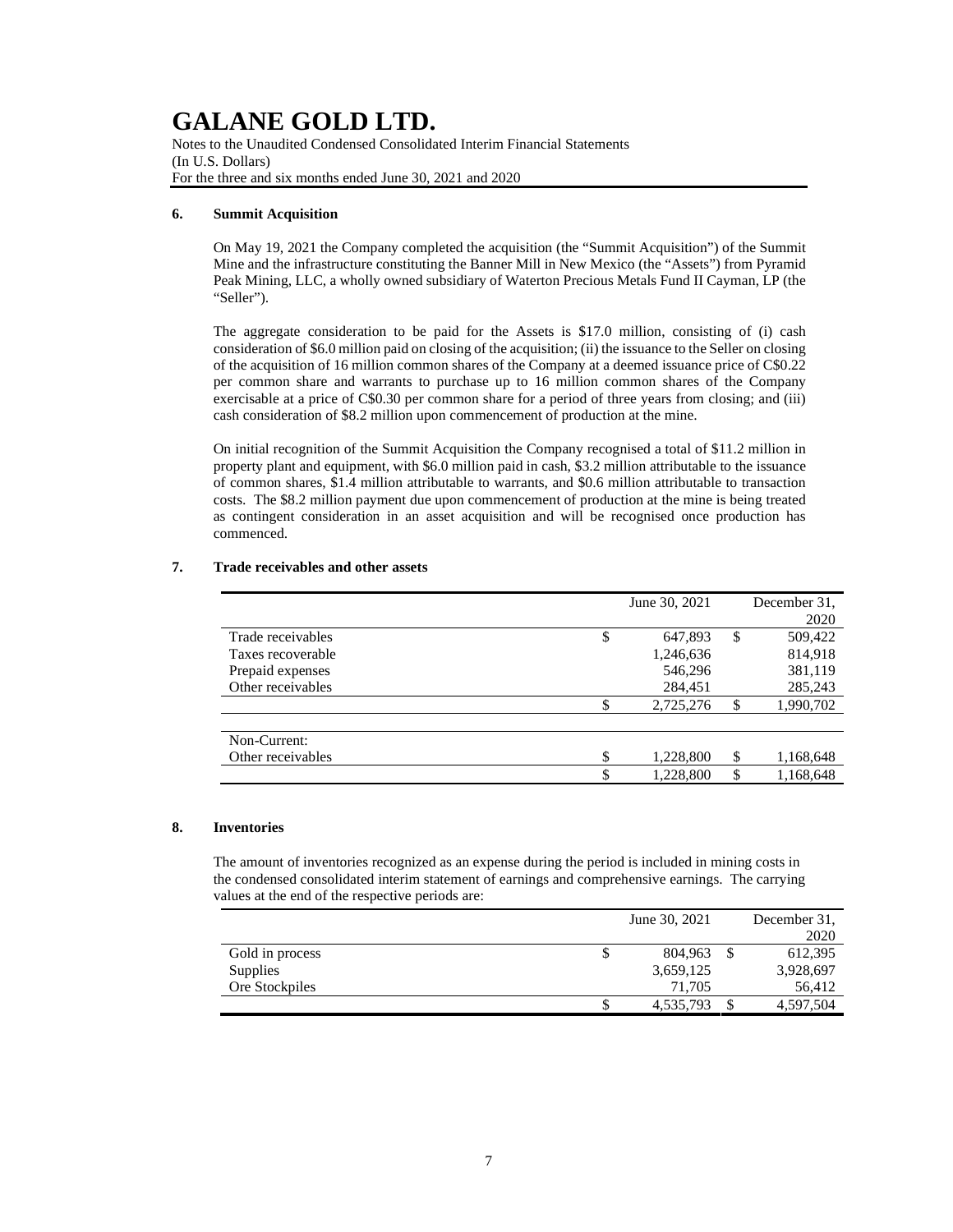### 6. Summit Acquisition

On May 19, 2021 the Company completed the acquisition (the "Summit Acquisition") of the Summit Mine and the infrastructure constituting the Banner Mill in New Mexico (the "Assets") from Pyramid Peak Mining, LLC, a wholly owned subsidiary of Waterton Precious Metals Fund II Cayman, LP (the "Seller").

The aggregate consideration to be paid for the Assets is $17.0 million, consisting of (i) cash consideration of $6.0 million paid on closing of the acquisition; (ii) the issuance to the Seller on closing of the acquisition of 16 million common shares of the Company at a deemed issuance price of C$0.22 per common share and warrants to purchase up to 16 million common shares of the Company exercisable at a price of C$0.30 per common share for a period of three years from closing; and (iii) cash consideration of $8.2 million upon commencement of production at the mine.

On initial recognition of the Summit Acquisition the Company recognised a total of $11.2 million in property plant and equipment, with $6.0 million paid in cash, $3.2 million attributable to the issuance of common shares, $1.4 million attributable to warrants, and $0.6 million attributable to transaction costs. The $8.2 million payment due upon commencement of production at the mine is being treated as contingent consideration in an asset acquisition and will be recognised once production has commenced.

### 7. Trade receivables and other assets

| | June 30, 2021 | December 31, 2020 |
|---|---|---|
| Trade receivables | $ 647,893 | $ 509,422 |
| Taxes recoverable | 1,246,636 | 814,918 |
| Prepaid expenses | 546,296 | 381,119 |
| Other receivables | 284,451 | 285,243 |
| | $ 2,725,276 | $ 1,990,702 |
| | | |
| Non-Current: | | |
| Other receivables | $ 1,228,800 | $ 1,168,648 |
| | $ 1,228,800 | $ 1,168,648 |

### 8. Inventories

The amount of inventories recognized as an expense during the period is included in mining costs in the condensed consolidated interim statement of earnings and comprehensive earnings. The carrying values at the end of the respective periods are:

| | June 30, 2021 | December 31, 2020 |
|---|---|---|
| Gold in process | $ 804,963 | $ 612,395 |
| Supplies | 3,659,125 | 3,928,697 |
| Ore Stockpiles | 71,705 | 56,412 |
| | $ 4,535,793 | $ 4,597,504 |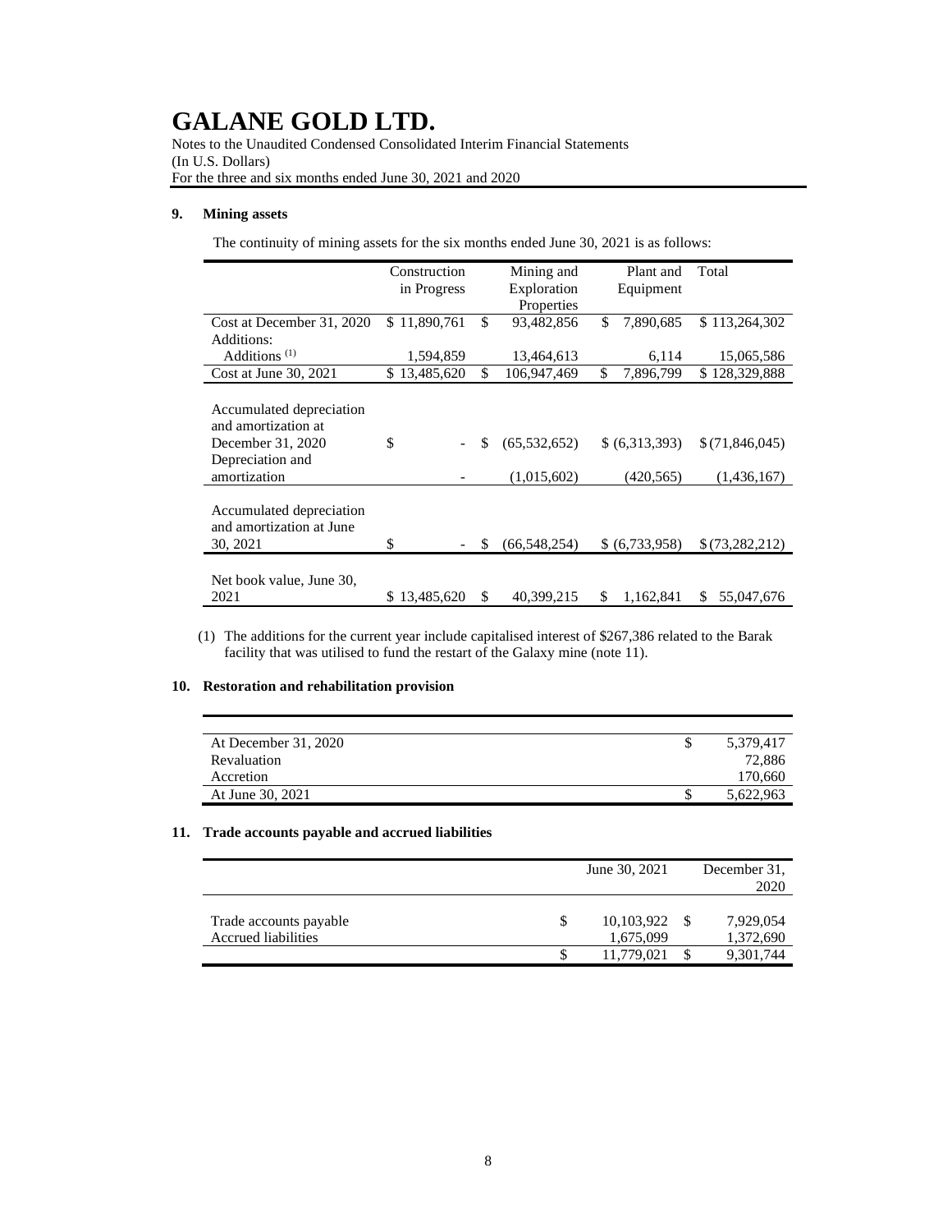# GALANE GOLD LTD.

Notes to the Unaudited Condensed Consolidated Interim Financial Statements
(In U.S. Dollars)
For the three and six months ended June 30, 2021 and 2020

## 9. Mining assets

The continuity of mining assets for the six months ended June 30, 2021 is as follows:

| | Construction in Progress | Mining and Exploration Properties | Plant and Equipment | Total |
|---|---|---|---|---|
| Cost at December 31, 2020 | $ 11,890,761 | $ 93,482,856 | $ 7,890,685 | $ 113,264,302 |
| Additions: | | | | |
| Additions [(1)] | 1,594,859 | 13,464,613 | 6,114 | 15,065,586 |
| Cost at June 30, 2021 | $ 13,485,620 | $ 106,947,469 | $ 7,896,799 | $ 128,329,888 |
| Accumulated depreciation and amortization at December 31, 2020 | $ - | $ (65,532,652) | $ (6,313,393) | $ (71,846,045) |
| Depreciation and amortization | - | (1,015,602) | (420,565) | (1,436,167) |
| Accumulated depreciation and amortization at June 30, 2021 | $ - | $ (66,548,254) | $ (6,733,958) | $ (73,282,212) |
| Net book value, June 30, 2021 | $ 13,485,620 | $ 40,399,215 | $ 1,162,841 | $ 55,047,676 |

(1) The additions for the current year include capitalised interest of $267,386 related to the Barak facility that was utilised to fund the restart of the Galaxy mine (note 11).

## 10. Restoration and rehabilitation provision

| | |
|---|---|
| At December 31, 2020 | $ 5,379,417 |
| Revaluation | 72,886 |
| Accretion | 170,660 |
| At June 30, 2021 | $ 5,622,963 |

## 11. Trade accounts payable and accrued liabilities

| | June 30, 2021 | December 31, 2020 |
|---|---|---|
| Trade accounts payable | $ 10,103,922 | $ 7,929,054 |
| Accrued liabilities | 1,675,099 | 1,372,690 |
| | $ 11,779,021 | $ 9,301,744 |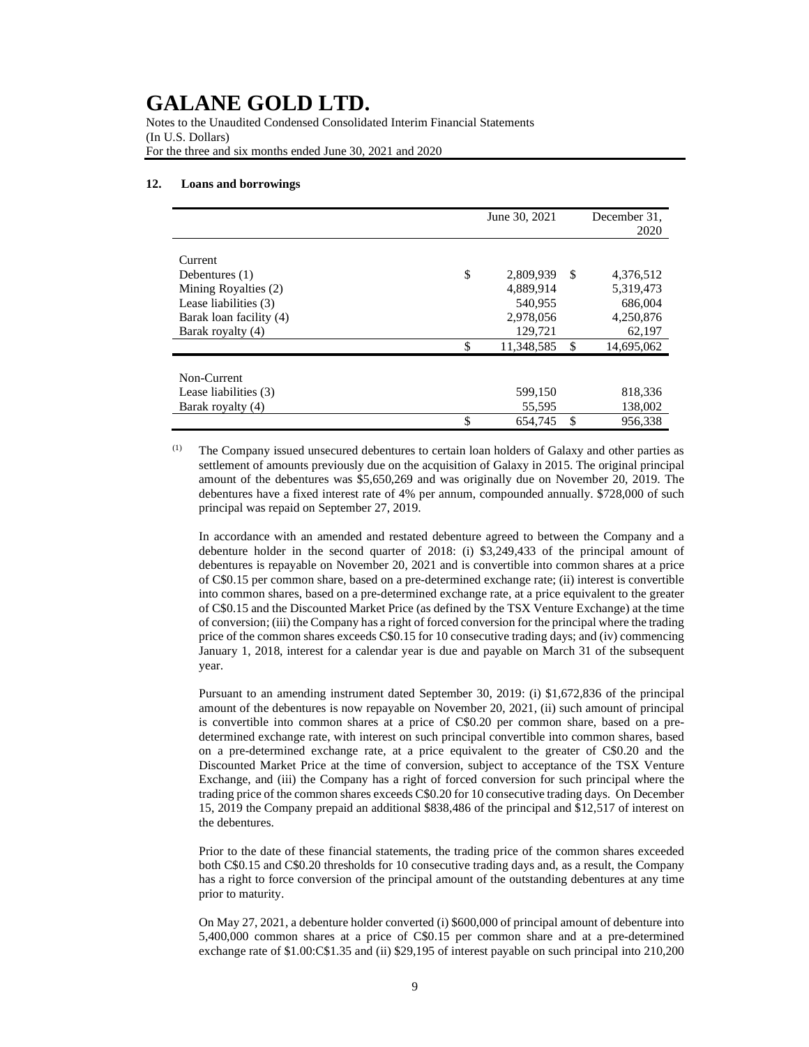# GALANE GOLD LTD.

Notes to the Unaudited Condensed Consolidated Interim Financial Statements
(In U.S. Dollars)
For the three and six months ended June 30, 2021 and 2020

## 12. Loans and borrowings

| | June 30, 2021 | December 31, 2020 |
|---|---|---|
| Current | | |
| Debentures (1) | $ 2,809,939 | $ 4,376,512 |
| Mining Royalties (2) | 4,889,914 | 5,319,473 |
| Lease liabilities (3) | 540,955 | 686,004 |
| Barak loan facility (4) | 2,978,056 | 4,250,876 |
| Barak royalty (4) | 129,721 | 62,197 |
| | $ 11,348,585 | $ 14,695,062 |
| Non-Current | | |
| Lease liabilities (3) | 599,150 | 818,336 |
| Barak royalty (4) | 55,595 | 138,002 |
| | $ 654,745 | $ 956,338 |

(1) The Company issued unsecured debentures to certain loan holders of Galaxy and other parties as settlement of amounts previously due on the acquisition of Galaxy in 2015. The original principal amount of the debentures was $5,650,269 and was originally due on November 20, 2019. The debentures have a fixed interest rate of 4% per annum, compounded annually. $728,000 of such principal was repaid on September 27, 2019.

In accordance with an amended and restated debenture agreed to between the Company and a debenture holder in the second quarter of 2018: (i) $3,249,433 of the principal amount of debentures is repayable on November 20, 2021 and is convertible into common shares at a price of C$0.15 per common share, based on a pre-determined exchange rate; (ii) interest is convertible into common shares, based on a pre-determined exchange rate, at a price equivalent to the greater of C$0.15 and the Discounted Market Price (as defined by the TSX Venture Exchange) at the time of conversion; (iii) the Company has a right of forced conversion for the principal where the trading price of the common shares exceeds C$0.15 for 10 consecutive trading days; and (iv) commencing January 1, 2018, interest for a calendar year is due and payable on March 31 of the subsequent year.

Pursuant to an amending instrument dated September 30, 2019: (i) $1,672,836 of the principal amount of the debentures is now repayable on November 20, 2021, (ii) such amount of principal is convertible into common shares at a price of C$0.20 per common share, based on a pre-determined exchange rate, with interest on such principal convertible into common shares, based on a pre-determined exchange rate, at a price equivalent to the greater of C$0.20 and the Discounted Market Price at the time of conversion, subject to acceptance of the TSX Venture Exchange, and (iii) the Company has a right of forced conversion for such principal where the trading price of the common shares exceeds C$0.20 for 10 consecutive trading days. On December 15, 2019 the Company prepaid an additional $838,486 of the principal and $12,517 of interest on the debentures.

Prior to the date of these financial statements, the trading price of the common shares exceeded both C$0.15 and C$0.20 thresholds for 10 consecutive trading days and, as a result, the Company has a right to force conversion of the principal amount of the outstanding debentures at any time prior to maturity.

On May 27, 2021, a debenture holder converted (i) $600,000 of principal amount of debenture into 5,400,000 common shares at a price of C$0.15 per common share and at a pre-determined exchange rate of $1.00:C$1.35 and (ii) $29,195 of interest payable on such principal into 210,200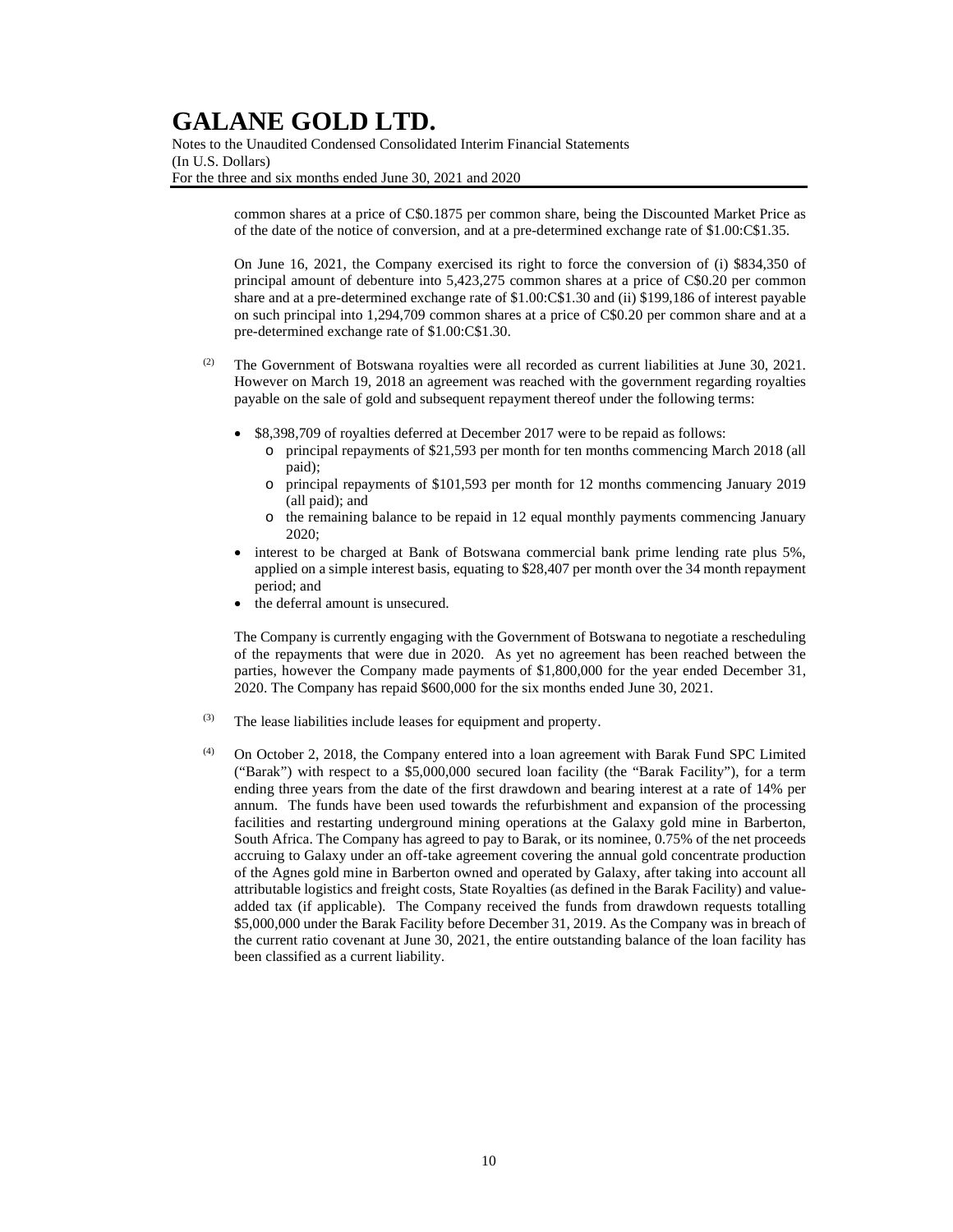common shares at a price of C$0.1875 per common share, being the Discounted Market Price as of the date of the notice of conversion, and at a pre-determined exchange rate of $1.00:C$1.35.

On June 16, 2021, the Company exercised its right to force the conversion of (i) $834,350 of principal amount of debenture into 5,423,275 common shares at a price of C$0.20 per common share and at a pre-determined exchange rate of $1.00:C$1.30 and (ii) $199,186 of interest payable on such principal into 1,294,709 common shares at a price of C$0.20 per common share and at a pre-determined exchange rate of $1.00:C$1.30.

(2) The Government of Botswana royalties were all recorded as current liabilities at June 30, 2021. However on March 19, 2018 an agreement was reached with the government regarding royalties payable on the sale of gold and subsequent repayment thereof under the following terms:

- $8,398,709 of royalties deferred at December 2017 were to be repaid as follows:
  - principal repayments of $21,593 per month for ten months commencing March 2018 (all paid);
  - principal repayments of $101,593 per month for 12 months commencing January 2019 (all paid); and
  - the remaining balance to be repaid in 12 equal monthly payments commencing January 2020;
- interest to be charged at Bank of Botswana commercial bank prime lending rate plus 5%, applied on a simple interest basis, equating to $28,407 per month over the 34 month repayment period; and
- the deferral amount is unsecured.

The Company is currently engaging with the Government of Botswana to negotiate a rescheduling of the repayments that were due in 2020. As yet no agreement has been reached between the parties, however the Company made payments of $1,800,000 for the year ended December 31, 2020. The Company has repaid $600,000 for the six months ended June 30, 2021.

(3) The lease liabilities include leases for equipment and property.

(4) On October 2, 2018, the Company entered into a loan agreement with Barak Fund SPC Limited ("Barak") with respect to a $5,000,000 secured loan facility (the "Barak Facility"), for a term ending three years from the date of the first drawdown and bearing interest at a rate of 14% per annum. The funds have been used towards the refurbishment and expansion of the processing facilities and restarting underground mining operations at the Galaxy gold mine in Barberton, South Africa. The Company has agreed to pay to Barak, or its nominee, 0.75% of the net proceeds accruing to Galaxy under an off-take agreement covering the annual gold concentrate production of the Agnes gold mine in Barberton owned and operated by Galaxy, after taking into account all attributable logistics and freight costs, State Royalties (as defined in the Barak Facility) and value-added tax (if applicable). The Company received the funds from drawdown requests totalling $5,000,000 under the Barak Facility before December 31, 2019. As the Company was in breach of the current ratio covenant at June 30, 2021, the entire outstanding balance of the loan facility has been classified as a current liability.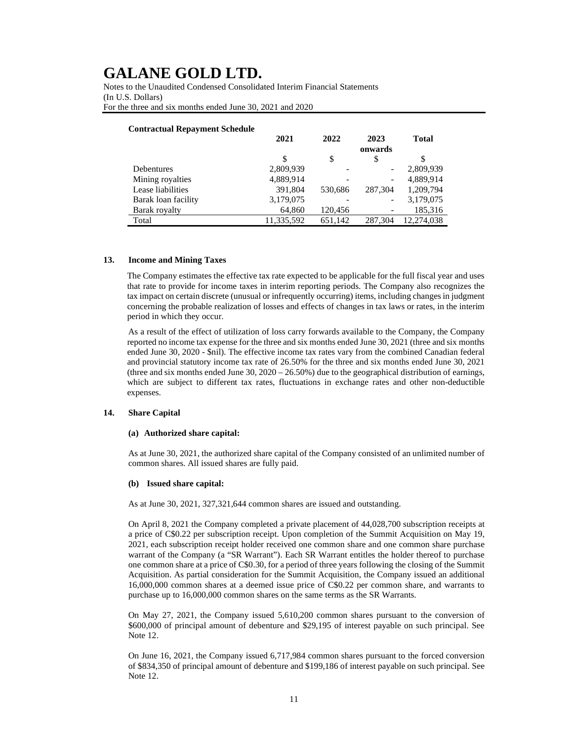**Contractual Repayment Schedule**

| | 2021 | 2022 | 2023 onwards | Total |
|---|---|---|---|---|
| | \$ | \$ | \$ | \$ |
| Debentures | 2,809,939 | - | - | 2,809,939 |
| Mining royalties | 4,889,914 | - | - | 4,889,914 |
| Lease liabilities | 391,804 | 530,686 | 287,304 | 1,209,794 |
| Barak loan facility | 3,179,075 | - | - | 3,179,075 |
| Barak royalty | 64,860 | 120,456 | - | 185,316 |
| Total | 11,335,592 | 651,142 | 287,304 | 12,274,038 |

## 13. Income and Mining Taxes

The Company estimates the effective tax rate expected to be applicable for the full fiscal year and uses that rate to provide for income taxes in interim reporting periods. The Company also recognizes the tax impact on certain discrete (unusual or infrequently occurring) items, including changes in judgment concerning the probable realization of losses and effects of changes in tax laws or rates, in the interim period in which they occur.

As a result of the effect of utilization of loss carry forwards available to the Company, the Company reported no income tax expense for the three and six months ended June 30, 2021 (three and six months ended June 30, 2020 - \$nil). The effective income tax rates vary from the combined Canadian federal and provincial statutory income tax rate of 26.50% for the three and six months ended June 30, 2021 (three and six months ended June 30, 2020 – 26.50%) due to the geographical distribution of earnings, which are subject to different tax rates, fluctuations in exchange rates and other non-deductible expenses.

## 14. Share Capital

### (a) Authorized share capital:

As at June 30, 2021, the authorized share capital of the Company consisted of an unlimited number of common shares. All issued shares are fully paid.

### (b) Issued share capital:

As at June 30, 2021, 327,321,644 common shares are issued and outstanding.

On April 8, 2021 the Company completed a private placement of 44,028,700 subscription receipts at a price of C\$0.22 per subscription receipt. Upon completion of the Summit Acquisition on May 19, 2021, each subscription receipt holder received one common share and one common share purchase warrant of the Company (a "SR Warrant"). Each SR Warrant entitles the holder thereof to purchase one common share at a price of C\$0.30, for a period of three years following the closing of the Summit Acquisition. As partial consideration for the Summit Acquisition, the Company issued an additional 16,000,000 common shares at a deemed issue price of C\$0.22 per common share, and warrants to purchase up to 16,000,000 common shares on the same terms as the SR Warrants.

On May 27, 2021, the Company issued 5,610,200 common shares pursuant to the conversion of \$600,000 of principal amount of debenture and \$29,195 of interest payable on such principal. See Note 12.

On June 16, 2021, the Company issued 6,717,984 common shares pursuant to the forced conversion of \$834,350 of principal amount of debenture and \$199,186 of interest payable on such principal. See Note 12.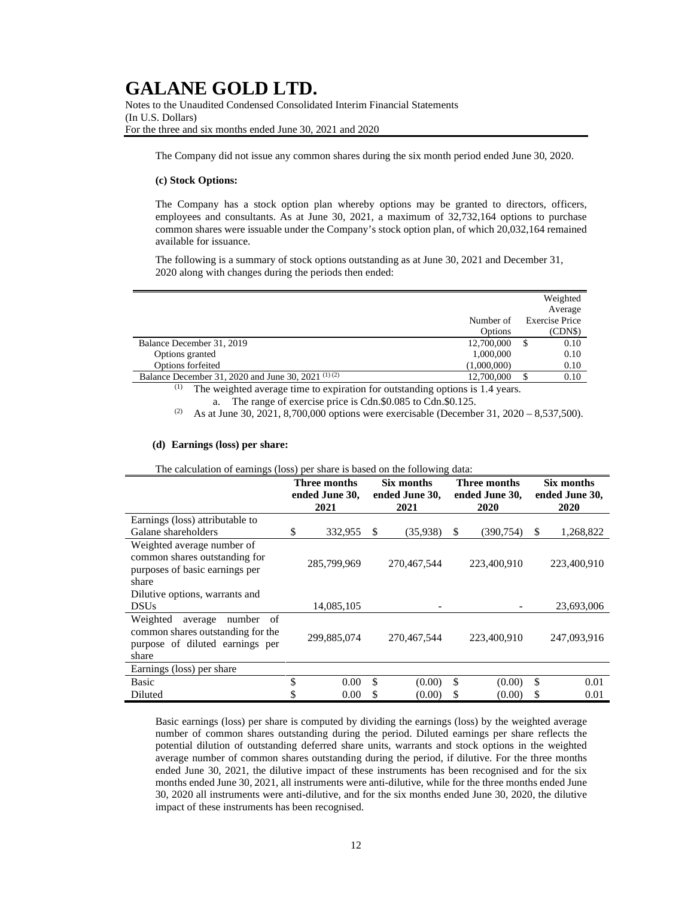The Company did not issue any common shares during the six month period ended June 30, 2020.

**(c) Stock Options:**

The Company has a stock option plan whereby options may be granted to directors, officers, employees and consultants. As at June 30, 2021, a maximum of 32,732,164 options to purchase common shares were issuable under the Company's stock option plan, of which 20,032,164 remained available for issuance.

The following is a summary of stock options outstanding as at June 30, 2021 and December 31, 2020 along with changes during the periods then ended:

| | Number of Options | Weighted Average Exercise Price (CDN$) |
|---|---|---|
| Balance December 31, 2019 | 12,700,000 | $ 0.10 |
| Options granted | 1,000,000 | 0.10 |
| Options forfeited | (1,000,000) | 0.10 |
| Balance December 31, 2020 and June 30, 2021 (1) (2) | 12,700,000 | $ 0.10 |

(1) The weighted average time to expiration for outstanding options is 1.4 years.

a. The range of exercise price is Cdn.$0.085 to Cdn.$0.125.

(2) As at June 30, 2021, 8,700,000 options were exercisable (December 31, 2020 – 8,537,500).

**(d) Earnings (loss) per share:**

The calculation of earnings (loss) per share is based on the following data:

| | Three months ended June 30, 2021 | Six months ended June 30, 2021 | Three months ended June 30, 2020 | Six months ended June 30, 2020 |
|---|---|---|---|---|
| Earnings (loss) attributable to Galane shareholders | $ 332,955 | $ (35,938) | $ (390,754) | $ 1,268,822 |
| Weighted average number of common shares outstanding for purposes of basic earnings per share | 285,799,969 | 270,467,544 | 223,400,910 | 223,400,910 |
| Dilutive options, warrants and DSUs | 14,085,105 | - | - | 23,693,006 |
| Weighted average number of common shares outstanding for the purpose of diluted earnings per share | 299,885,074 | 270,467,544 | 223,400,910 | 247,093,916 |
| Earnings (loss) per share | | | | |
| Basic | $ 0.00 | $ (0.00) | $ (0.00) | $ 0.01 |
| Diluted | $ 0.00 | $ (0.00) | $ (0.00) | $ 0.01 |

Basic earnings (loss) per share is computed by dividing the earnings (loss) by the weighted average number of common shares outstanding during the period. Diluted earnings per share reflects the potential dilution of outstanding deferred share units, warrants and stock options in the weighted average number of common shares outstanding during the period, if dilutive. For the three months ended June 30, 2021, the dilutive impact of these instruments has been recognised and for the six months ended June 30, 2021, all instruments were anti-dilutive, while for the three months ended June 30, 2020 all instruments were anti-dilutive, and for the six months ended June 30, 2020, the dilutive impact of these instruments has been recognised.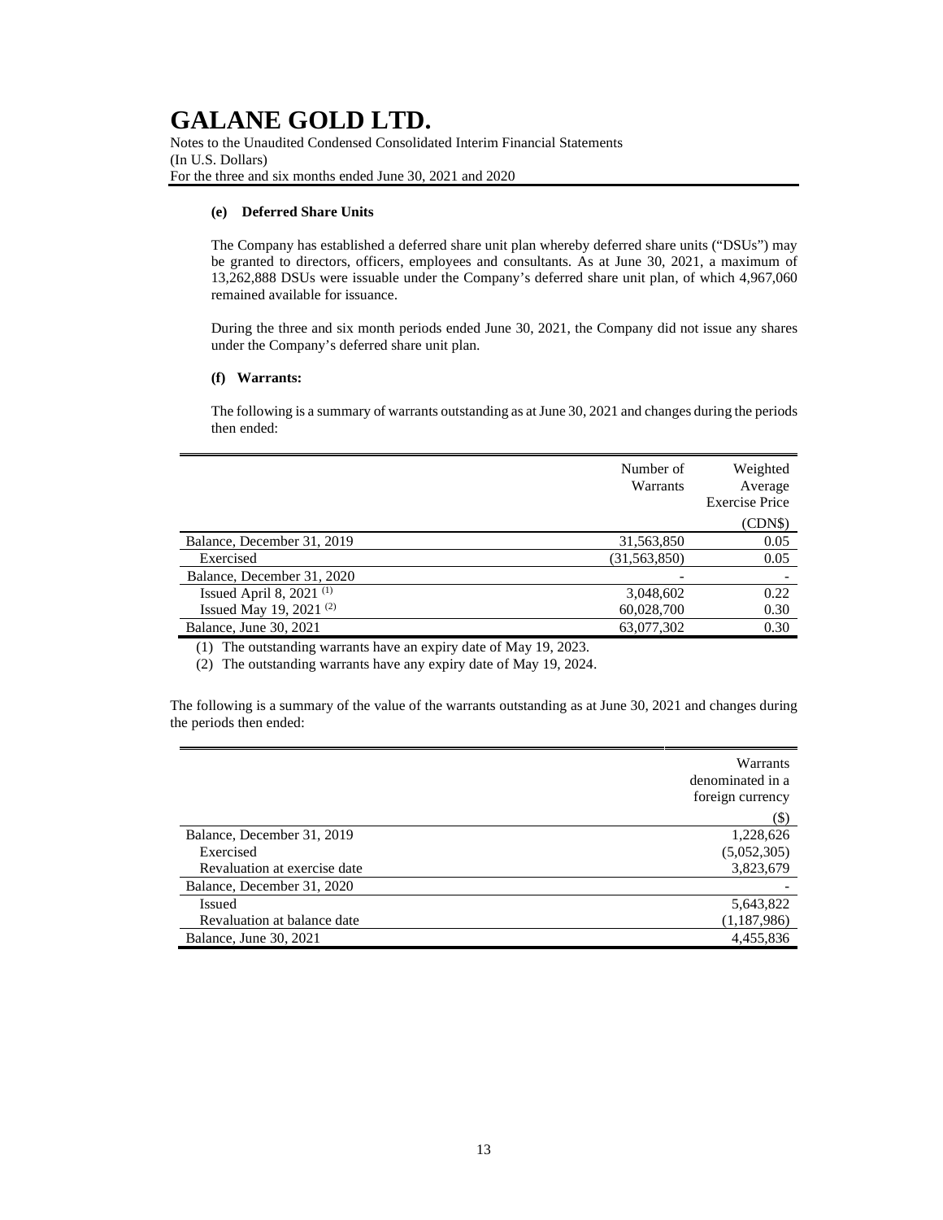#### (e) Deferred Share Units

The Company has established a deferred share unit plan whereby deferred share units ("DSUs") may be granted to directors, officers, employees and consultants. As at June 30, 2021, a maximum of 13,262,888 DSUs were issuable under the Company's deferred share unit plan, of which 4,967,060 remained available for issuance.

During the three and six month periods ended June 30, 2021, the Company did not issue any shares under the Company's deferred share unit plan.

#### (f) Warrants:

The following is a summary of warrants outstanding as at June 30, 2021 and changes during the periods then ended:

| | Number of Warrants | Weighted Average Exercise Price |
|---|---|---|
| | | (CDN$) |
| Balance, December 31, 2019 | 31,563,850 | 0.05 |
| Exercised | (31,563,850) | 0.05 |
| Balance, December 31, 2020 | - | - |
| Issued April 8, 2021 (1) | 3,048,602 | 0.22 |
| Issued May 19, 2021 (2) | 60,028,700 | 0.30 |
| Balance, June 30, 2021 | 63,077,302 | 0.30 |

(1) The outstanding warrants have an expiry date of May 19, 2023.

(2) The outstanding warrants have any expiry date of May 19, 2024.

The following is a summary of the value of the warrants outstanding as at June 30, 2021 and changes during the periods then ended:

| | Warrants denominated in a foreign currency |
|---|---|
| | ($) |
| Balance, December 31, 2019 | 1,228,626 |
| Exercised | (5,052,305) |
| Revaluation at exercise date | 3,823,679 |
| Balance, December 31, 2020 | - |
| Issued | 5,643,822 |
| Revaluation at balance date | (1,187,986) |
| Balance, June 30, 2021 | 4,455,836 |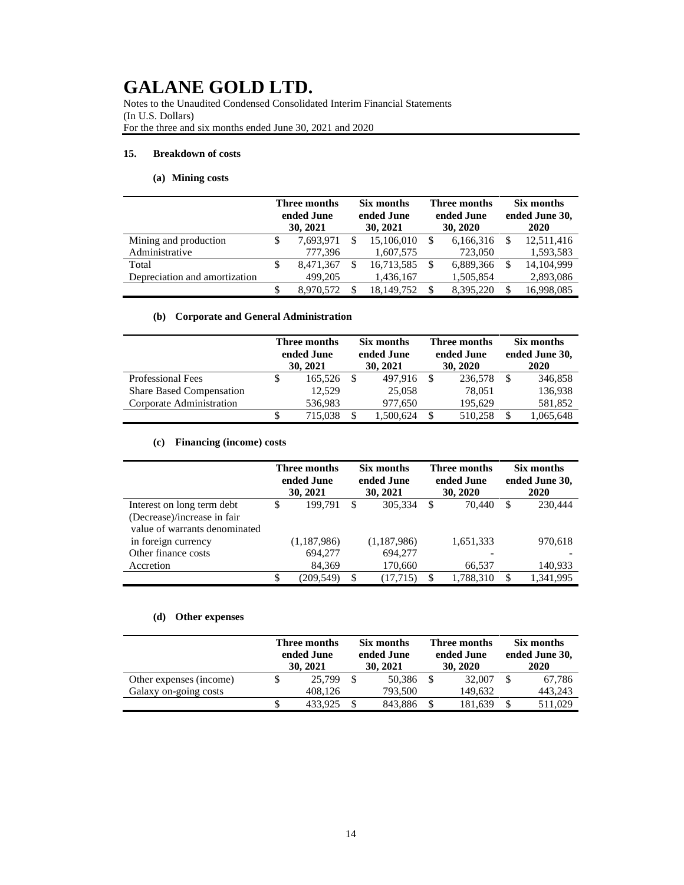# GALANE GOLD LTD.

Notes to the Unaudited Condensed Consolidated Interim Financial Statements
(In U.S. Dollars)
For the three and six months ended June 30, 2021 and 2020

## 15. Breakdown of costs

### (a) Mining costs

| | Three months ended June 30, 2021 | Six months ended June 30, 2021 | Three months ended June 30, 2020 | Six months ended June 30, 2020 |
|---|---|---|---|---|
| Mining and production | $ 7,693,971 | $ 15,106,010 | $ 6,166,316 | $ 12,511,416 |
| Administrative | 777,396 | 1,607,575 | 723,050 | 1,593,583 |
| Total | $ 8,471,367 | $ 16,713,585 | $ 6,889,366 | $ 14,104,999 |
| Depreciation and amortization | 499,205 | 1,436,167 | 1,505,854 | 2,893,086 |
| | $ 8,970,572 | $ 18,149,752 | $ 8,395,220 | $ 16,998,085 |

### (b) Corporate and General Administration

| | Three months ended June 30, 2021 | Six months ended June 30, 2021 | Three months ended June 30, 2020 | Six months ended June 30, 2020 |
|---|---|---|---|---|
| Professional Fees | $ 165,526 | $ 497,916 | $ 236,578 | $ 346,858 |
| Share Based Compensation | 12,529 | 25,058 | 78,051 | 136,938 |
| Corporate Administration | 536,983 | 977,650 | 195,629 | 581,852 |
| | $ 715,038 | $ 1,500,624 | $ 510,258 | $ 1,065,648 |

### (c) Financing (income) costs

| | Three months ended June 30, 2021 | Six months ended June 30, 2021 | Three months ended June 30, 2020 | Six months ended June 30, 2020 |
|---|---|---|---|---|
| Interest on long term debt | $ 199,791 | $ 305,334 | $ 70,440 | $ 230,444 |
| (Decrease)/increase in fair value of warrants denominated in foreign currency | (1,187,986) | (1,187,986) | 1,651,333 | 970,618 |
| Other finance costs | 694,277 | 694,277 | - | - |
| Accretion | 84,369 | 170,660 | 66,537 | 140,933 |
| | $ (209,549) | $ (17,715) | $ 1,788,310 | $ 1,341,995 |

### (d) Other expenses

| | Three months ended June 30, 2021 | Six months ended June 30, 2021 | Three months ended June 30, 2020 | Six months ended June 30, 2020 |
|---|---|---|---|---|
| Other expenses (income) | $ 25,799 | $ 50,386 | $ 32,007 | $ 67,786 |
| Galaxy on-going costs | 408,126 | 793,500 | 149,632 | 443,243 |
| | $ 433,925 | $ 843,886 | $ 181,639 | $ 511,029 |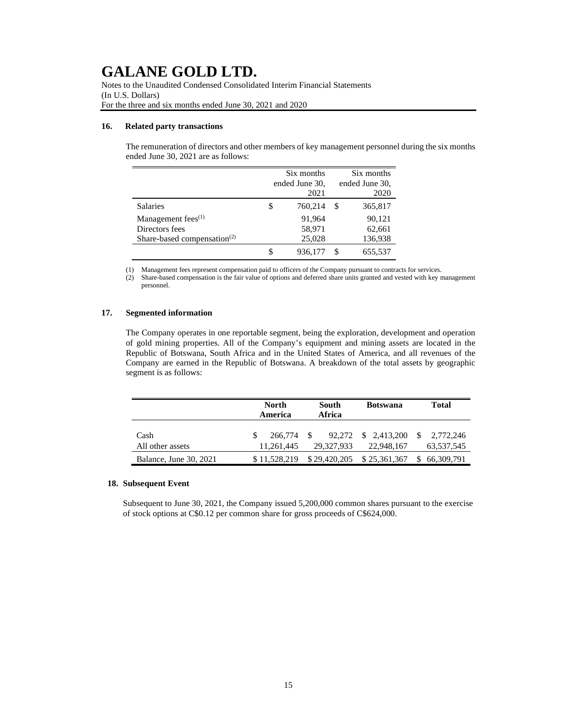# GALANE GOLD LTD.

Notes to the Unaudited Condensed Consolidated Interim Financial Statements
(In U.S. Dollars)
For the three and six months ended June 30, 2021 and 2020

## 16. Related party transactions

The remuneration of directors and other members of key management personnel during the six months ended June 30, 2021 are as follows:

| | Six months ended June 30, 2021 | Six months ended June 30, 2020 |
|---|---|---|
| Salaries | $ 760,214 | $ 365,817 |
| Management fees[(1)] | 91,964 | 90,121 |
| Directors fees | 58,971 | 62,661 |
| Share-based compensation[(2)] | 25,028 | 136,938 |
| | $ 936,177 | $ 655,537 |

(1) Management fees represent compensation paid to officers of the Company pursuant to contracts for services.
(2) Share-based compensation is the fair value of options and deferred share units granted and vested with key management personnel.

## 17. Segmented information

The Company operates in one reportable segment, being the exploration, development and operation of gold mining properties. All of the Company's equipment and mining assets are located in the Republic of Botswana, South Africa and in the United States of America, and all revenues of the Company are earned in the Republic of Botswana. A breakdown of the total assets by geographic segment is as follows:

| | **North America** | **South Africa** | **Botswana** | **Total** |
|---|---|---|---|---|
| Cash | $ 266,774 | $ 92,272 | $ 2,413,200 | $ 2,772,246 |
| All other assets | 11,261,445 | 29,327,933 | 22,948,167 | 63,537,545 |
| Balance, June 30, 2021 | $ 11,528,219 | $ 29,420,205 | $ 25,361,367 | $ 66,309,791 |

## 18. Subsequent Event

Subsequent to June 30, 2021, the Company issued 5,200,000 common shares pursuant to the exercise of stock options at C$0.12 per common share for gross proceeds of C$624,000.